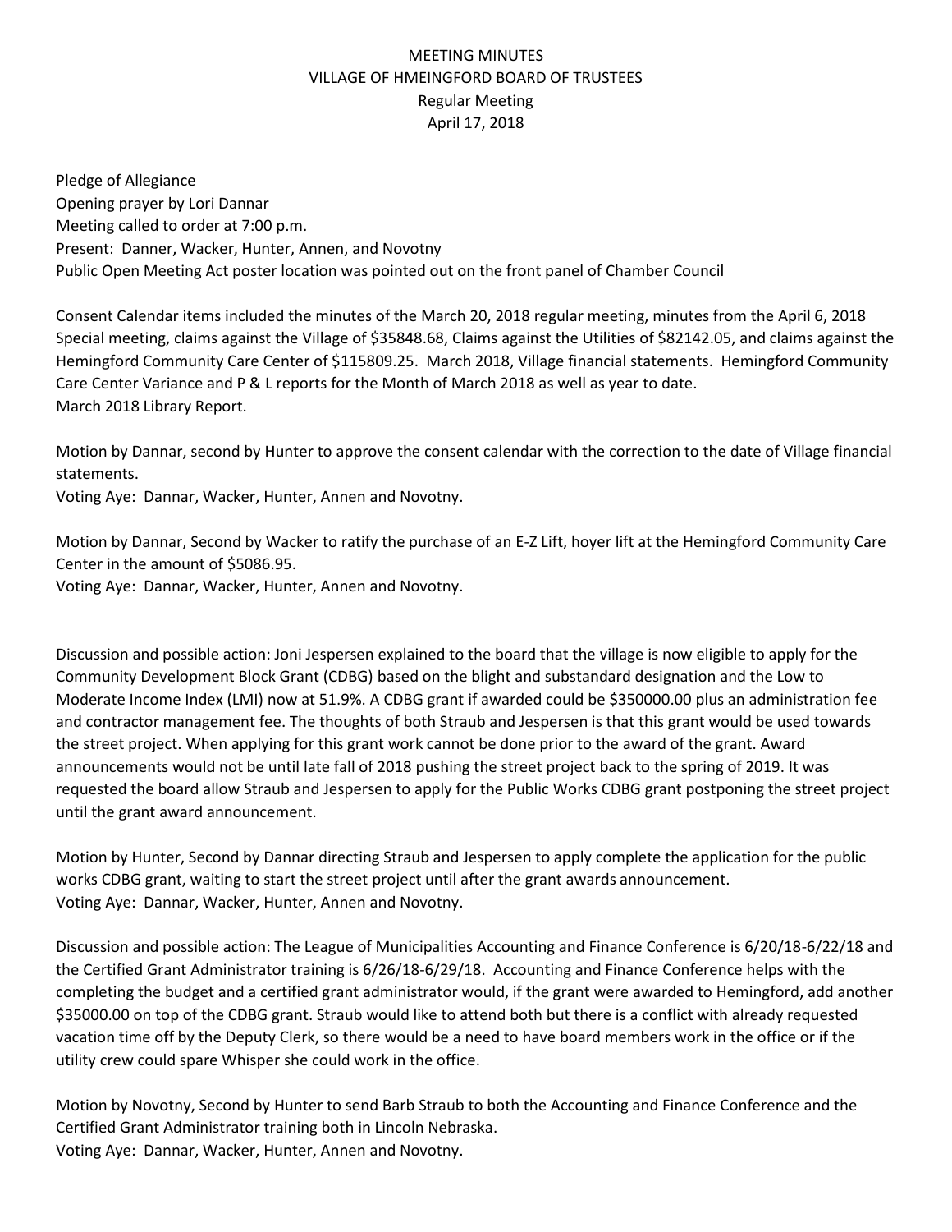MEETING MINUTES
VILLAGE OF HMEINGFORD BOARD OF TRUSTEES
Regular Meeting
April 17, 2018

Pledge of Allegiance
Opening prayer by Lori Dannar
Meeting called to order at 7:00 p.m.
Present: Danner, Wacker, Hunter, Annen, and Novotny
Public Open Meeting Act poster location was pointed out on the front panel of Chamber Council

Consent Calendar items included the minutes of the March 20, 2018 regular meeting, minutes from the April 6, 2018 Special meeting, claims against the Village of $35848.68, Claims against the Utilities of $82142.05, and claims against the Hemingford Community Care Center of $115809.25. March 2018, Village financial statements. Hemingford Community Care Center Variance and P & L reports for the Month of March 2018 as well as year to date.
March 2018 Library Report.

Motion by Dannar, second by Hunter to approve the consent calendar with the correction to the date of Village financial statements.
Voting Aye: Dannar, Wacker, Hunter, Annen and Novotny.

Motion by Dannar, Second by Wacker to ratify the purchase of an E-Z Lift, hoyer lift at the Hemingford Community Care Center in the amount of $5086.95.
Voting Aye: Dannar, Wacker, Hunter, Annen and Novotny.

Discussion and possible action: Joni Jespersen explained to the board that the village is now eligible to apply for the Community Development Block Grant (CDBG) based on the blight and substandard designation and the Low to Moderate Income Index (LMI) now at 51.9%. A CDBG grant if awarded could be $350000.00 plus an administration fee and contractor management fee. The thoughts of both Straub and Jespersen is that this grant would be used towards the street project. When applying for this grant work cannot be done prior to the award of the grant. Award announcements would not be until late fall of 2018 pushing the street project back to the spring of 2019. It was requested the board allow Straub and Jespersen to apply for the Public Works CDBG grant postponing the street project until the grant award announcement.

Motion by Hunter, Second by Dannar directing Straub and Jespersen to apply complete the application for the public works CDBG grant, waiting to start the street project until after the grant awards announcement.
Voting Aye: Dannar, Wacker, Hunter, Annen and Novotny.

Discussion and possible action: The League of Municipalities Accounting and Finance Conference is 6/20/18-6/22/18 and the Certified Grant Administrator training is 6/26/18-6/29/18. Accounting and Finance Conference helps with the completing the budget and a certified grant administrator would, if the grant were awarded to Hemingford, add another $35000.00 on top of the CDBG grant. Straub would like to attend both but there is a conflict with already requested vacation time off by the Deputy Clerk, so there would be a need to have board members work in the office or if the utility crew could spare Whisper she could work in the office.

Motion by Novotny, Second by Hunter to send Barb Straub to both the Accounting and Finance Conference and the Certified Grant Administrator training both in Lincoln Nebraska.
Voting Aye: Dannar, Wacker, Hunter, Annen and Novotny.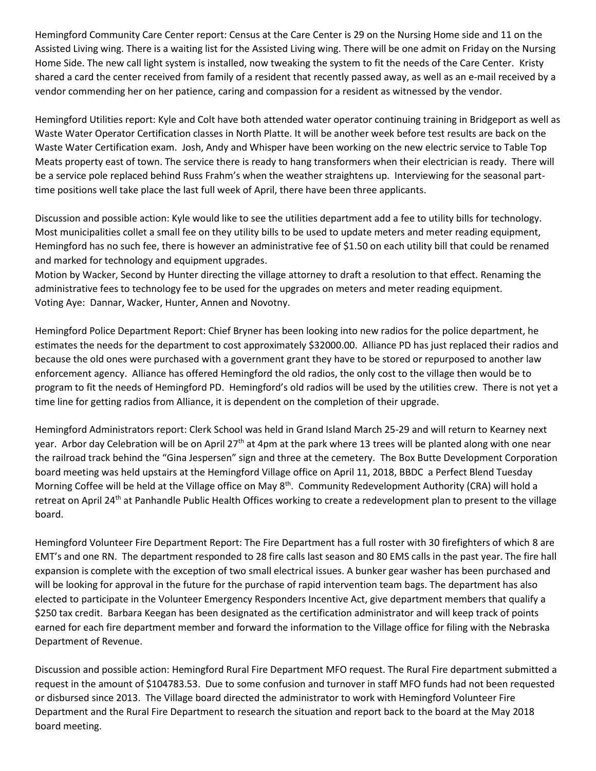Hemingford Community Care Center report: Census at the Care Center is 29 on the Nursing Home side and 11 on the Assisted Living wing. There is a waiting list for the Assisted Living wing. There will be one admit on Friday on the Nursing Home Side. The new call light system is installed, now tweaking the system to fit the needs of the Care Center. Kristy shared a card the center received from family of a resident that recently passed away, as well as an e-mail received by a vendor commending her on her patience, caring and compassion for a resident as witnessed by the vendor.

Hemingford Utilities report: Kyle and Colt have both attended water operator continuing training in Bridgeport as well as Waste Water Operator Certification classes in North Platte. It will be another week before test results are back on the Waste Water Certification exam. Josh, Andy and Whisper have been working on the new electric service to Table Top Meats property east of town. The service there is ready to hang transformers when their electrician is ready. There will be a service pole replaced behind Russ Frahm's when the weather straightens up. Interviewing for the seasonal part-time positions well take place the last full week of April, there have been three applicants.

Discussion and possible action: Kyle would like to see the utilities department add a fee to utility bills for technology. Most municipalities collet a small fee on they utility bills to be used to update meters and meter reading equipment, Hemingford has no such fee, there is however an administrative fee of $1.50 on each utility bill that could be renamed and marked for technology and equipment upgrades.
Motion by Wacker, Second by Hunter directing the village attorney to draft a resolution to that effect. Renaming the administrative fees to technology fee to be used for the upgrades on meters and meter reading equipment.
Voting Aye: Dannar, Wacker, Hunter, Annen and Novotny.

Hemingford Police Department Report: Chief Bryner has been looking into new radios for the police department, he estimates the needs for the department to cost approximately $32000.00. Alliance PD has just replaced their radios and because the old ones were purchased with a government grant they have to be stored or repurposed to another law enforcement agency. Alliance has offered Hemingford the old radios, the only cost to the village then would be to program to fit the needs of Hemingford PD. Hemingford's old radios will be used by the utilities crew. There is not yet a time line for getting radios from Alliance, it is dependent on the completion of their upgrade.

Hemingford Administrators report: Clerk School was held in Grand Island March 25-29 and will return to Kearney next year. Arbor day Celebration will be on April 27th at 4pm at the park where 13 trees will be planted along with one near the railroad track behind the "Gina Jespersen" sign and three at the cemetery. The Box Butte Development Corporation board meeting was held upstairs at the Hemingford Village office on April 11, 2018, BBDC a Perfect Blend Tuesday Morning Coffee will be held at the Village office on May 8th. Community Redevelopment Authority (CRA) will hold a retreat on April 24th at Panhandle Public Health Offices working to create a redevelopment plan to present to the village board.

Hemingford Volunteer Fire Department Report: The Fire Department has a full roster with 30 firefighters of which 8 are EMT's and one RN. The department responded to 28 fire calls last season and 80 EMS calls in the past year. The fire hall expansion is complete with the exception of two small electrical issues. A bunker gear washer has been purchased and will be looking for approval in the future for the purchase of rapid intervention team bags. The department has also elected to participate in the Volunteer Emergency Responders Incentive Act, give department members that qualify a $250 tax credit. Barbara Keegan has been designated as the certification administrator and will keep track of points earned for each fire department member and forward the information to the Village office for filing with the Nebraska Department of Revenue.

Discussion and possible action: Hemingford Rural Fire Department MFO request. The Rural Fire department submitted a request in the amount of $104783.53. Due to some confusion and turnover in staff MFO funds had not been requested or disbursed since 2013. The Village board directed the administrator to work with Hemingford Volunteer Fire Department and the Rural Fire Department to research the situation and report back to the board at the May 2018 board meeting.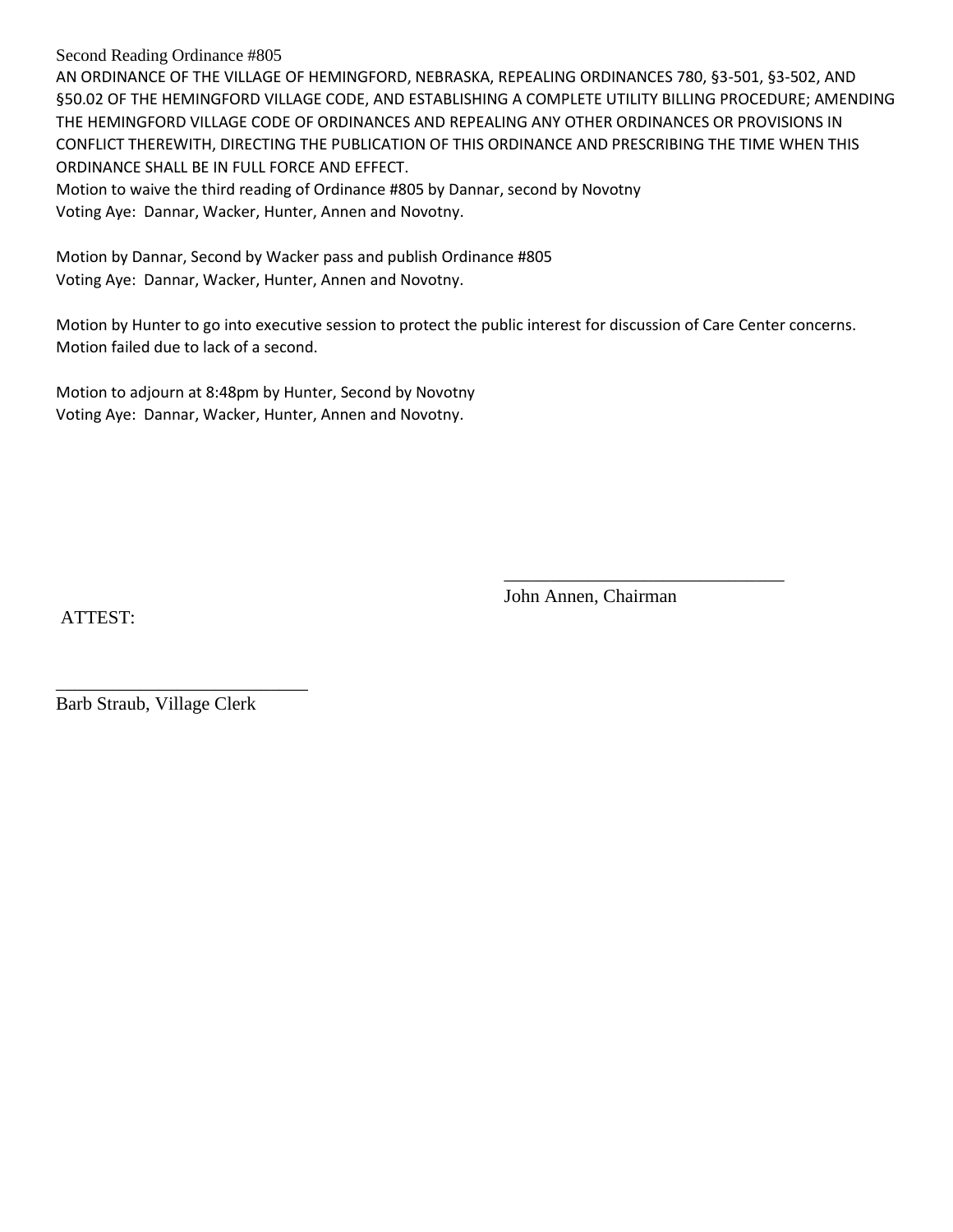Second Reading Ordinance #805

AN ORDINANCE OF THE VILLAGE OF HEMINGFORD, NEBRASKA, REPEALING ORDINANCES 780, §3-501, §3-502, AND §50.02 OF THE HEMINGFORD VILLAGE CODE, AND ESTABLISHING A COMPLETE UTILITY BILLING PROCEDURE; AMENDING THE HEMINGFORD VILLAGE CODE OF ORDINANCES AND REPEALING ANY OTHER ORDINANCES OR PROVISIONS IN CONFLICT THEREWITH, DIRECTING THE PUBLICATION OF THIS ORDINANCE AND PRESCRIBING THE TIME WHEN THIS ORDINANCE SHALL BE IN FULL FORCE AND EFFECT.

Motion to waive the third reading of Ordinance #805 by Dannar, second by Novotny
Voting Aye: Dannar, Wacker, Hunter, Annen and Novotny.

Motion by Dannar, Second by Wacker pass and publish Ordinance #805
Voting Aye: Dannar, Wacker, Hunter, Annen and Novotny.

Motion by Hunter to go into executive session to protect the public interest for discussion of Care Center concerns. Motion failed due to lack of a second.

Motion to adjourn at 8:48pm by Hunter, Second by Novotny
Voting Aye: Dannar, Wacker, Hunter, Annen and Novotny.

\_\_\_\_\_\_\_\_\_\_\_\_\_\_\_\_\_\_\_\_\_\_\_\_\_\_\_\_\_\_

John Annen, Chairman

ATTEST:

\_\_\_\_\_\_\_\_\_\_\_\_\_\_\_\_\_\_\_\_\_\_\_\_\_\_\_\_

Barb Straub, Village Clerk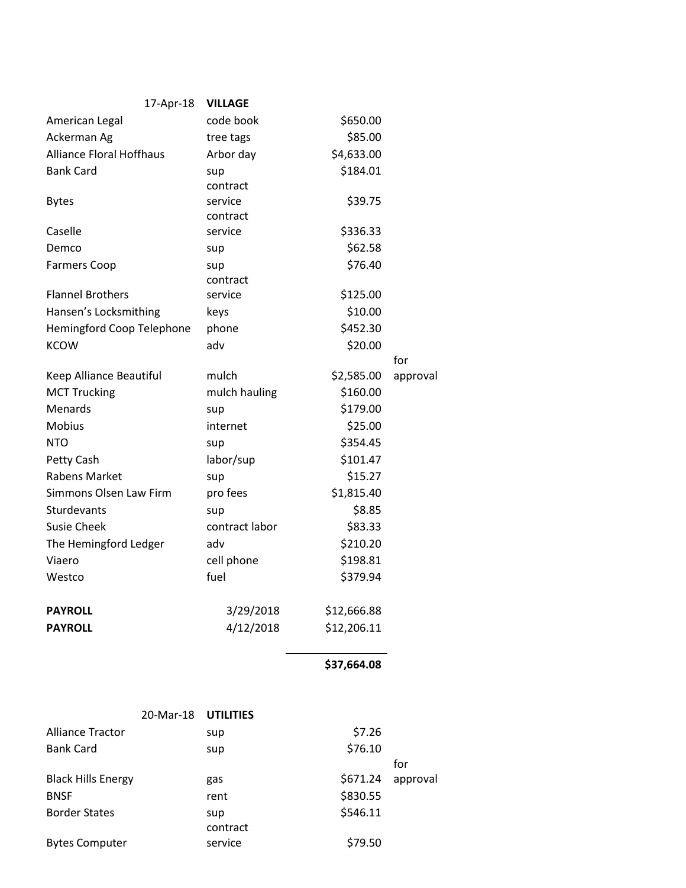| 17-Apr-18 | **VILLAGE** | | |
|---|---|---|---|
| American Legal | code book | $650.00 | |
| Ackerman Ag | tree tags | $85.00 | |
| Alliance Floral Hoffhaus | Arbor day | $4,633.00 | |
| Bank Card | sup | $184.01 | |
| Bytes | contract service | $39.75 | |
| Caselle | contract service | $336.33 | |
| Demco | sup | $62.58 | |
| Farmers Coop | sup | $76.40 | |
| Flannel Brothers | contract service | $125.00 | |
| Hansen's Locksmithing | keys | $10.00 | |
| Hemingford Coop Telephone | phone | $452.30 | |
| KCOW | adv | $20.00 | |
| Keep Alliance Beautiful | mulch | $2,585.00 | for approval |
| MCT Trucking | mulch hauling | $160.00 | |
| Menards | sup | $179.00 | |
| Mobius | internet | $25.00 | |
| NTO | sup | $354.45 | |
| Petty Cash | labor/sup | $101.47 | |
| Rabens Market | sup | $15.27 | |
| Simmons Olsen Law Firm | pro fees | $1,815.40 | |
| Sturdevants | sup | $8.85 | |
| Susie Cheek | contract labor | $83.33 | |
| The Hemingford Ledger | adv | $210.20 | |
| Viaero | cell phone | $198.81 | |
| Westco | fuel | $379.94 | |
| **PAYROLL** | 3/29/2018 | $12,666.88 | |
| **PAYROLL** | 4/12/2018 | $12,206.11 | |
| | | **$37,664.08** | |

| 20-Mar-18 | **UTILITIES** | | |
|---|---|---|---|
| Alliance Tractor | sup | $7.26 | |
| Bank Card | sup | $76.10 | |
| Black Hills Energy | gas | $671.24 | for approval |
| BNSF | rent | $830.55 | |
| Border States | sup | $546.11 | |
| Bytes Computer | contract service | $79.50 | |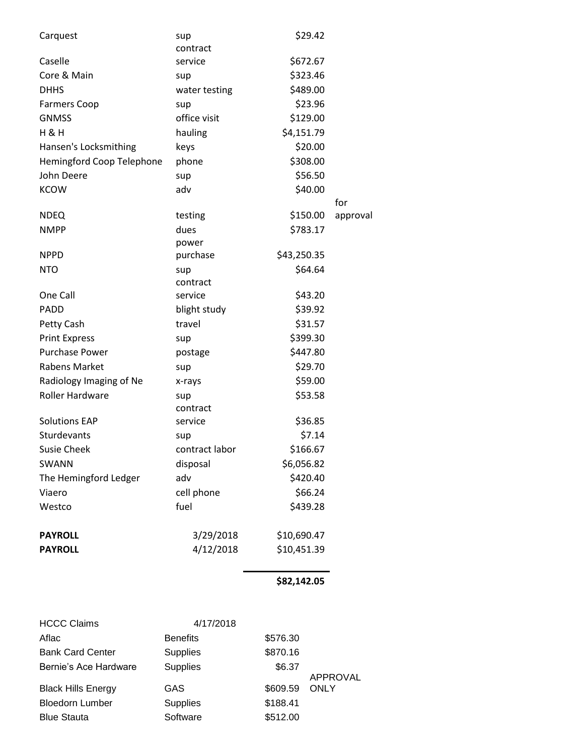| | | | |
|---|---|---|---|
| Carquest | sup | $29.42 | |
| Caselle | contract service | $672.67 | |
| Core & Main | sup | $323.46 | |
| DHHS | water testing | $489.00 | |
| Farmers Coop | sup | $23.96 | |
| GNMSS | office visit | $129.00 | |
| H & H | hauling | $4,151.79 | |
| Hansen's Locksmithing | keys | $20.00 | |
| Hemingford Coop Telephone | phone | $308.00 | |
| John Deere | sup | $56.50 | |
| KCOW | adv | $40.00 | |
| NDEQ | testing | $150.00 | for approval |
| NMPP | dues | $783.17 | |
| NPPD | power purchase | $43,250.35 | |
| NTO | sup | $64.64 | |
| One Call | contract service | $43.20 | |
| PADD | blight study | $39.92 | |
| Petty Cash | travel | $31.57 | |
| Print Express | sup | $399.30 | |
| Purchase Power | postage | $447.80 | |
| Rabens Market | sup | $29.70 | |
| Radiology Imaging of Ne | x-rays | $59.00 | |
| Roller Hardware | sup | $53.58 | |
| Solutions EAP | contract service | $36.85 | |
| Sturdevants | sup | $7.14 | |
| Susie Cheek | contract labor | $166.67 | |
| SWANN | disposal | $6,056.82 | |
| The Hemingford Ledger | adv | $420.40 | |
| Viaero | cell phone | $66.24 | |
| Westco | fuel | $439.28 | |
| **PAYROLL** | 3/29/2018 | $10,690.47 | |
| **PAYROLL** | 4/12/2018 | $10,451.39 | |
| | | **$82,142.05** | |

| HCCC Claims | 4/17/2018 | | |
|---|---|---|---|
| Aflac | Benefits | $576.30 | |
| Bank Card Center | Supplies | $870.16 | |
| Bernie's Ace Hardware | Supplies | $6.37 | |
| Black Hills Energy | GAS | $609.59 | APPROVAL ONLY |
| Bloedorn Lumber | Supplies | $188.41 | |
| Blue Stauta | Software | $512.00 | |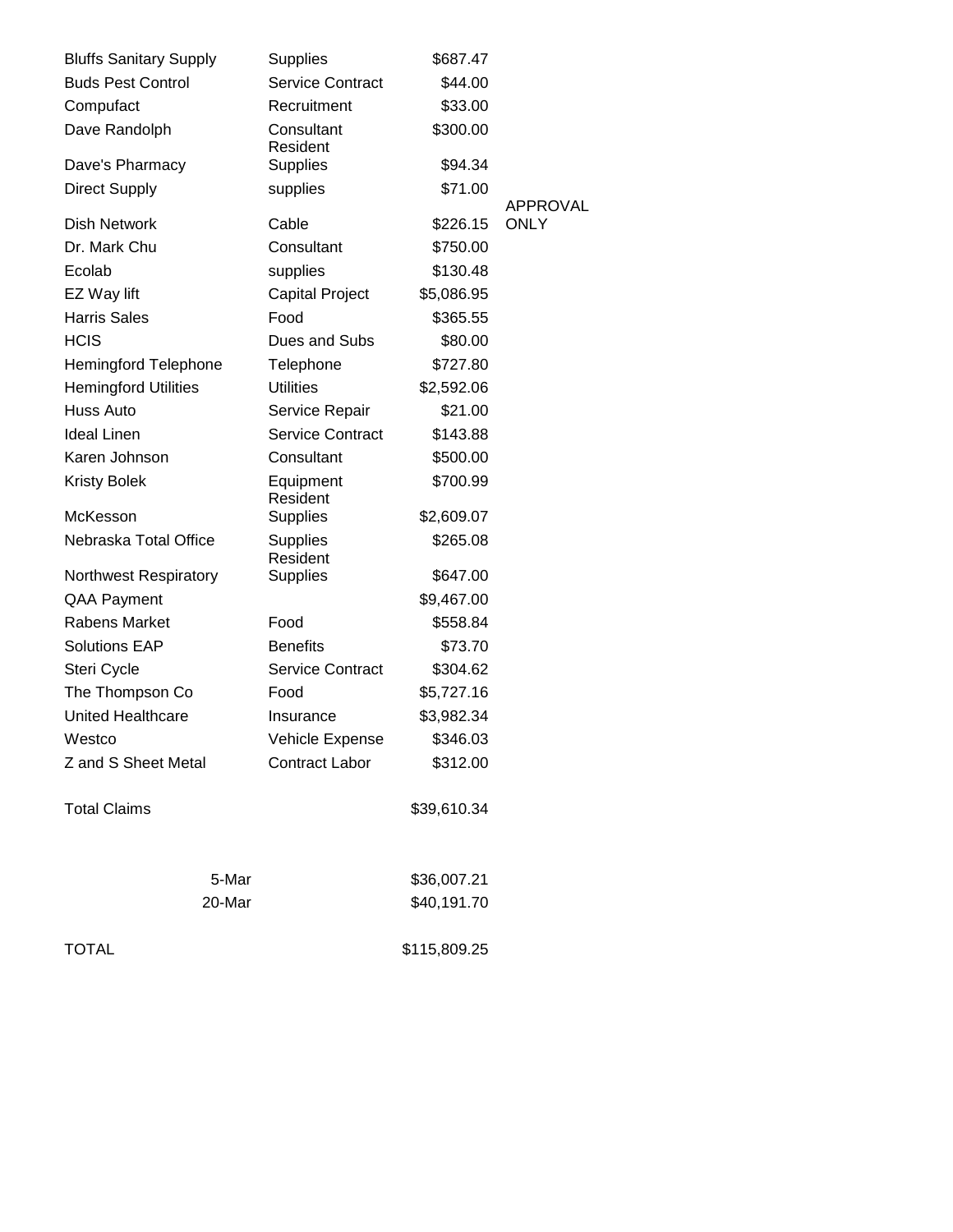| | | | |
|---|---|---|---|
| Bluffs Sanitary Supply | Supplies | $687.47 | |
| Buds Pest Control | Service Contract | $44.00 | |
| Compufact | Recruitment | $33.00 | |
| Dave Randolph | Consultant | $300.00 | |
| Dave's Pharmacy | Resident Supplies | $94.34 | |
| Direct Supply | supplies | $71.00 | |
| Dish Network | Cable | $226.15 | APPROVAL ONLY |
| Dr. Mark Chu | Consultant | $750.00 | |
| Ecolab | supplies | $130.48 | |
| EZ Way lift | Capital Project | $5,086.95 | |
| Harris Sales | Food | $365.55 | |
| HCIS | Dues and Subs | $80.00 | |
| Hemingford Telephone | Telephone | $727.80 | |
| Hemingford Utilities | Utilities | $2,592.06 | |
| Huss Auto | Service Repair | $21.00 | |
| Ideal Linen | Service Contract | $143.88 | |
| Karen Johnson | Consultant | $500.00 | |
| Kristy Bolek | Equipment | $700.99 | |
| McKesson | Resident Supplies | $2,609.07 | |
| Nebraska Total Office | Supplies | $265.08 | |
| Northwest Respiratory | Resident Supplies | $647.00 | |
| QAA Payment | | $9,467.00 | |
| Rabens Market | Food | $558.84 | |
| Solutions EAP | Benefits | $73.70 | |
| Steri Cycle | Service Contract | $304.62 | |
| The Thompson Co | Food | $5,727.16 | |
| United Healthcare | Insurance | $3,982.34 | |
| Westco | Vehicle Expense | $346.03 | |
| Z and S Sheet Metal | Contract Labor | $312.00 | |
| Total Claims | | $39,610.34 | |
| 5-Mar | | $36,007.21 | |
| 20-Mar | | $40,191.70 | |
| TOTAL | | $115,809.25 | |